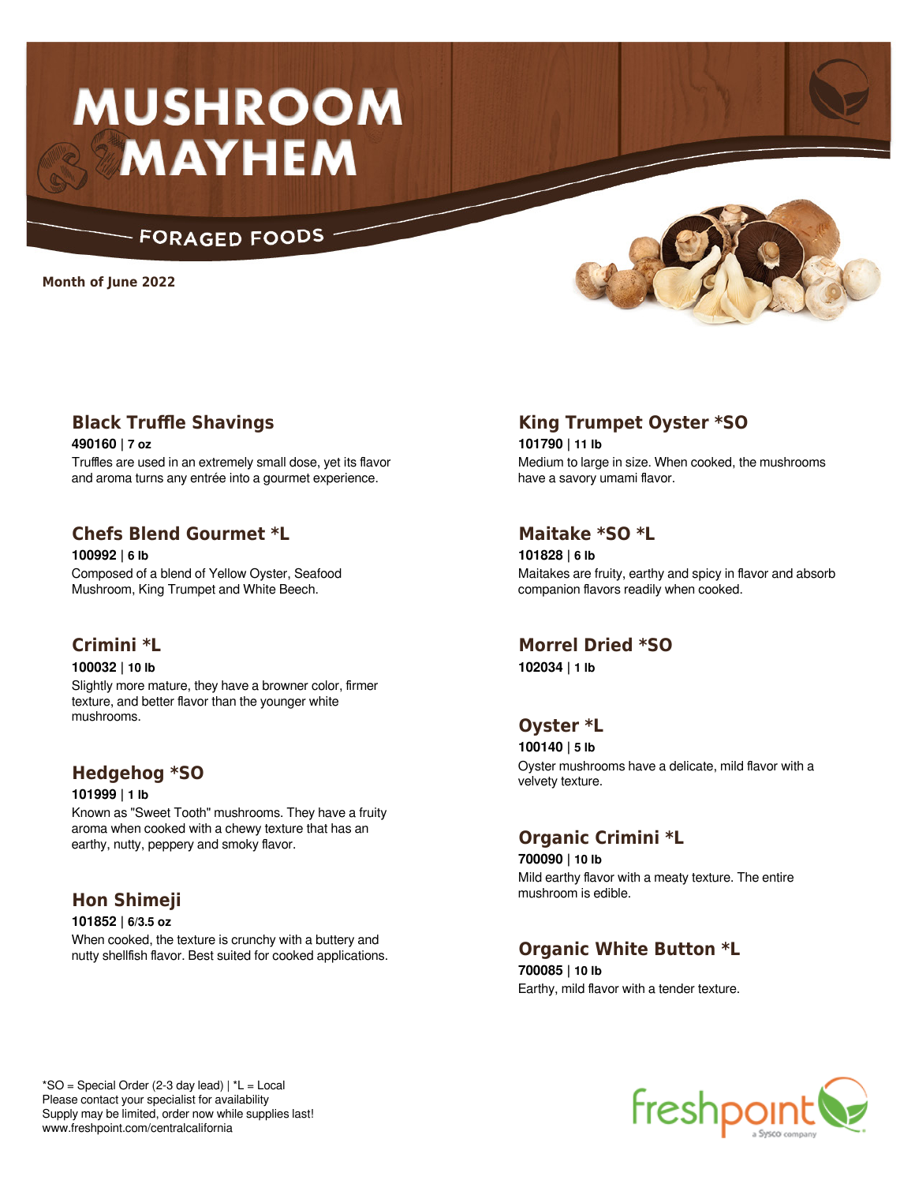# MUSHROOM MAYHEM

## FORAGED FOODS

**Month of June 2022**

### Black Truffle Shavings

**490160 | 7 oz**

Truffles are used in an extremely small dose, yet its flavor and aroma turns any entrée into a gourmet experience.

### Chefs Blend Gourmet *L

**100992 | 6 lb**

Composed of a blend of Yellow Oyster, Seafood Mushroom, King Trumpet and White Beech.

### Crimini *L

**100032 | 10 lb**

Slightly more mature, they have a browner color, firmer texture, and better flavor than the younger white mushrooms.

### Hedgehog *SO

**101999 | 1 lb**

Known as "Sweet Tooth" mushrooms. They have a fruity aroma when cooked with a chewy texture that has an earthy, nutty, peppery and smoky flavor.

### Hon Shimeji

**101852 | 6/3.5 oz**

When cooked, the texture is crunchy with a buttery and nutty shellfish flavor. Best suited for cooked applications.

### King Trumpet Oyster *SO

**101790 | 11 lb**

Medium to large in size. When cooked, the mushrooms have a savory umami flavor.

### Maitake *SO *L

**101828 | 6 lb**

Maitakes are fruity, earthy and spicy in flavor and absorb companion flavors readily when cooked.

### Morrel Dried *SO

**102034 | 1 lb**

### Oyster *L

**100140 | 5 lb**

Oyster mushrooms have a delicate, mild flavor with a velvety texture.

### Organic Crimini *L

**700090 | 10 lb**

Mild earthy flavor with a meaty texture. The entire mushroom is edible.

### Organic White Button *L

**700085 | 10 lb**

Earthy, mild flavor with a tender texture.

*SO = Special Order (2-3 day lead) | *L = Local
Please contact your specialist for availability
Supply may be limited, order now while supplies last!
www.freshpoint.com/centralcalifornia

freshpoint a Sysco company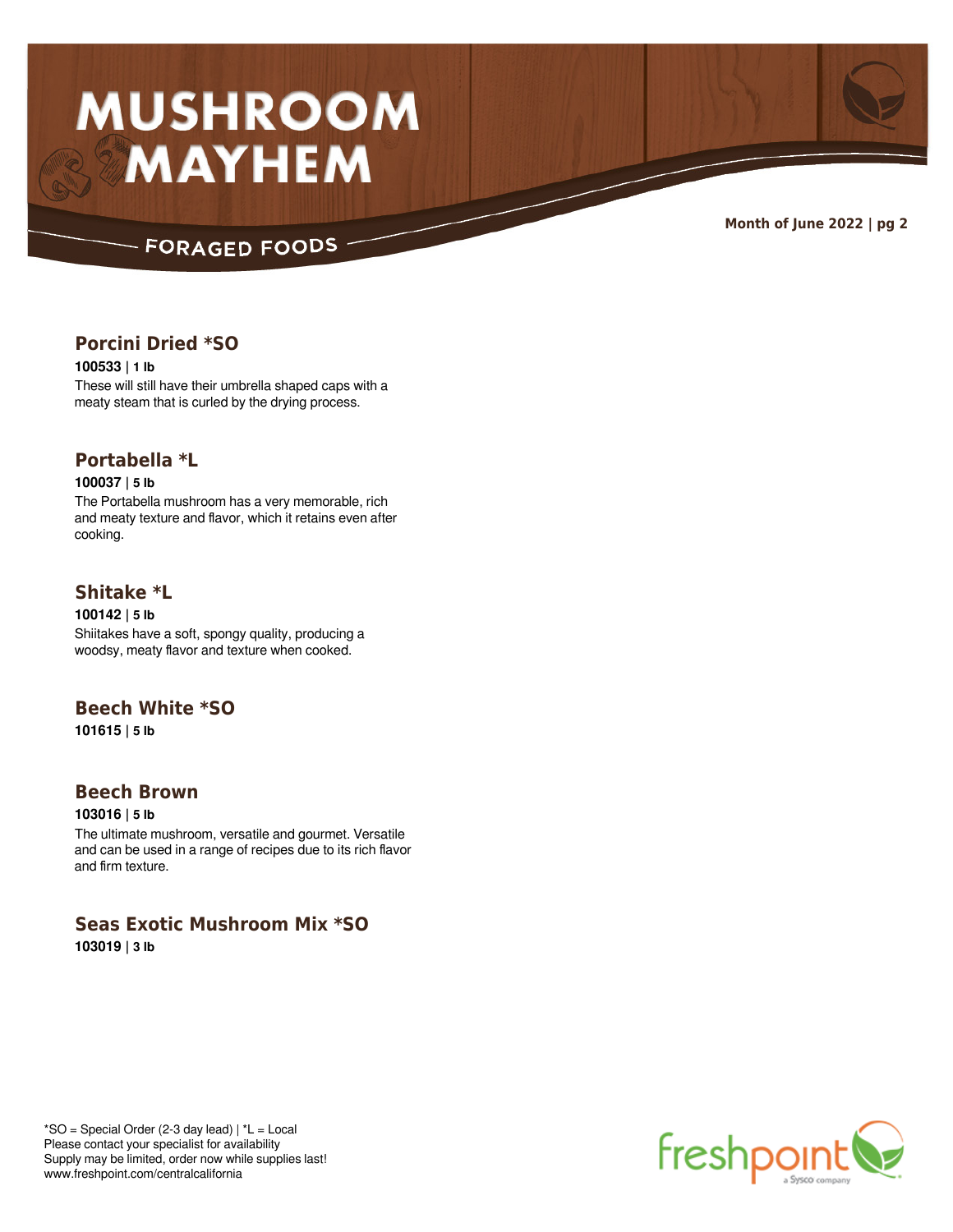# MUSHROOM MAYHEM

FORAGED FOODS

**Month of June 2022 | pg 2**

## Porcini Dried *SO

**100533 | 1 lb**

These will still have their umbrella shaped caps with a meaty steam that is curled by the drying process.

## Portabella *L

**100037 | 5 lb**

The Portabella mushroom has a very memorable, rich and meaty texture and flavor, which it retains even after cooking.

## Shitake *L

**100142 | 5 lb**

Shiitakes have a soft, spongy quality, producing a woodsy, meaty flavor and texture when cooked.

## Beech White *SO

**101615 | 5 lb**

## Beech Brown

**103016 | 5 lb**

The ultimate mushroom, versatile and gourmet. Versatile and can be used in a range of recipes due to its rich flavor and firm texture.

## Seas Exotic Mushroom Mix *SO

**103019 | 3 lb**

*SO = Special Order (2-3 day lead) | *L = Local
Please contact your specialist for availability
Supply may be limited, order now while supplies last!
www.freshpoint.com/centralcalifornia

freshpoint a Sysco company